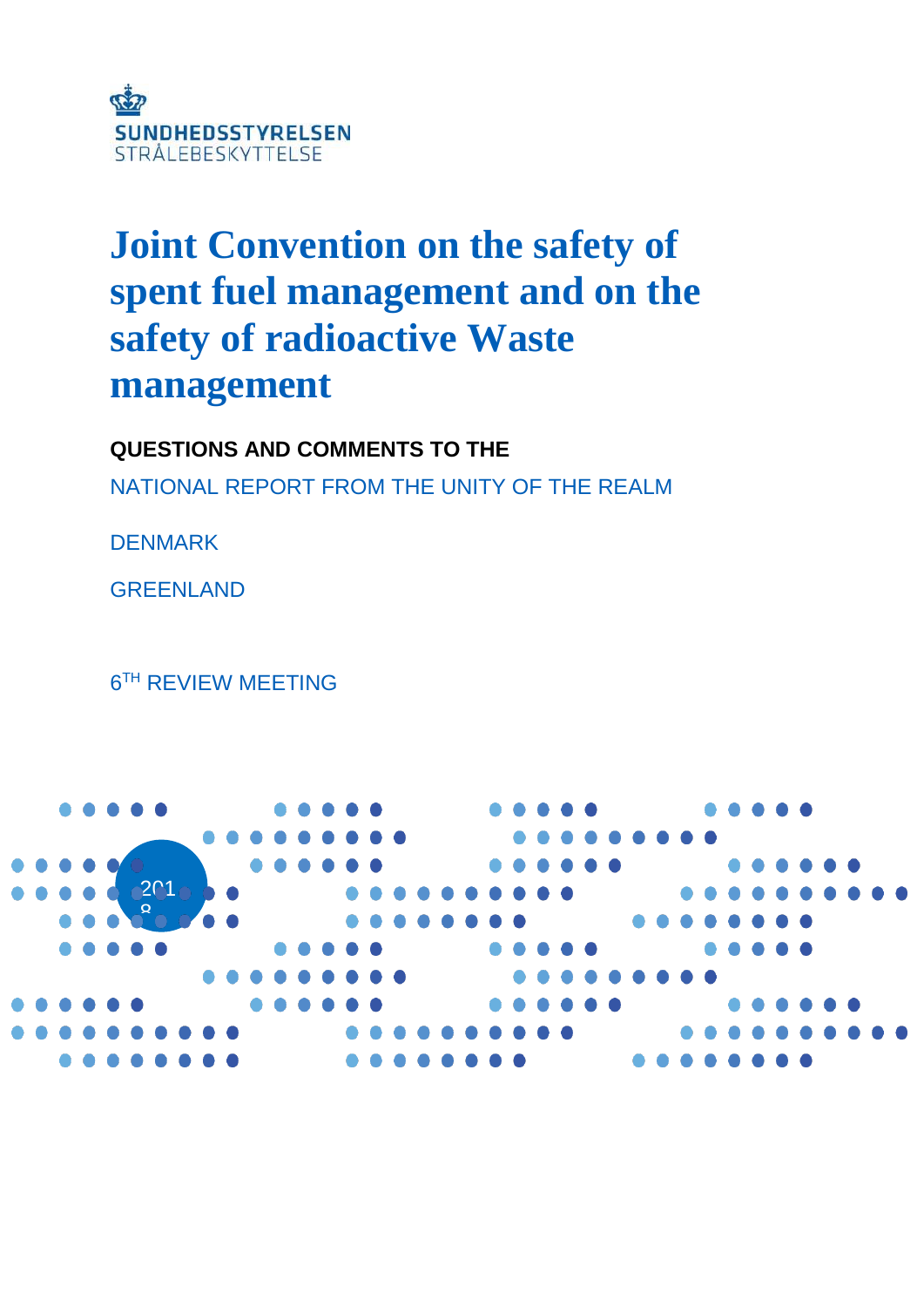SUNDHEDSSTYRELSEN
STRÅLEBESKYTTELSE

# Joint Convention on the safety of spent fuel management and on the safety of radioactive Waste management

**QUESTIONS AND COMMENTS TO THE**

NATIONAL REPORT FROM THE UNITY OF THE REALM

DENMARK

GREENLAND

6TH REVIEW MEETING

2018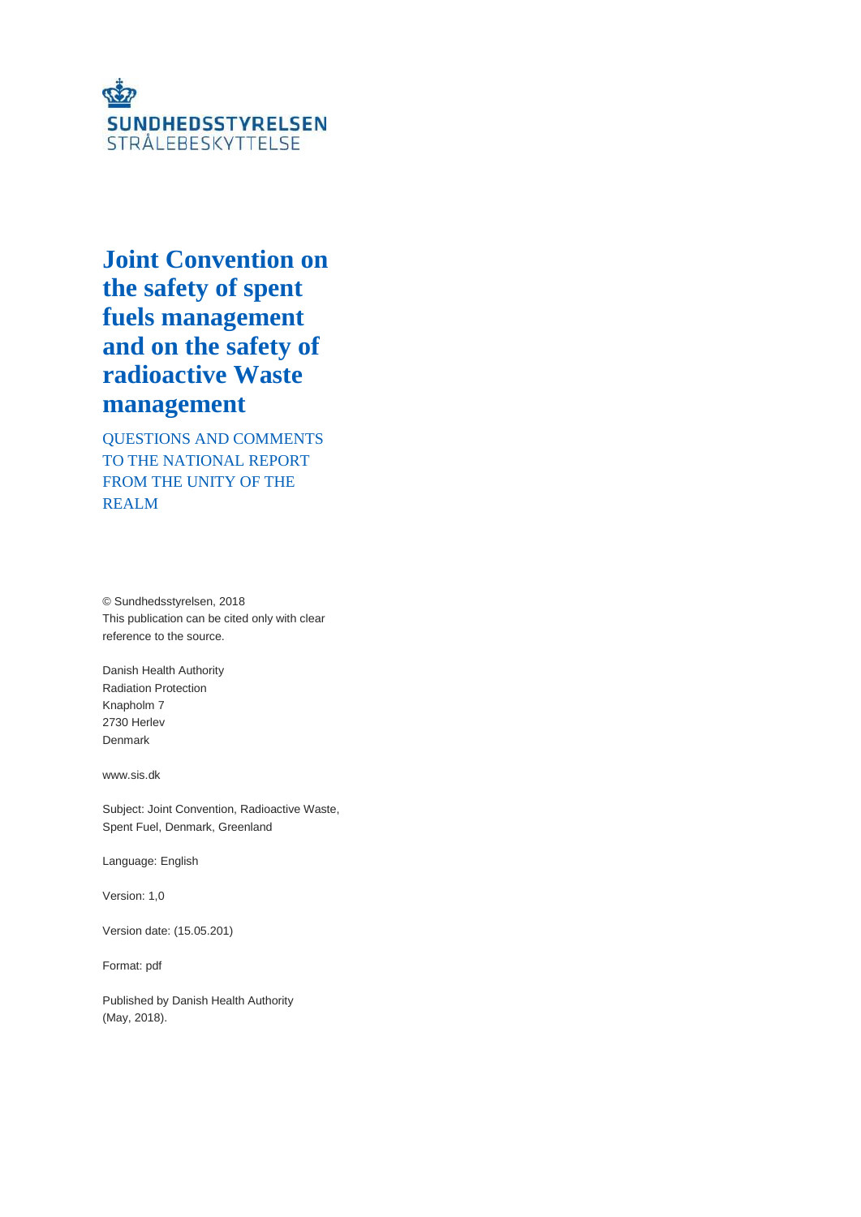SUNDHEDSSTYRELSEN
STRÅLEBESKYTTELSE

# Joint Convention on the safety of spent fuels management and on the safety of radioactive Waste management

QUESTIONS AND COMMENTS TO THE NATIONAL REPORT FROM THE UNITY OF THE REALM

© Sundhedsstyrelsen, 2018
This publication can be cited only with clear reference to the source.

Danish Health Authority
Radiation Protection
Knapholm 7
2730 Herlev
Denmark

www.sis.dk

Subject: Joint Convention, Radioactive Waste, Spent Fuel, Denmark, Greenland

Language: English

Version: 1,0

Version date: (15.05.201)

Format: pdf

Published by Danish Health Authority
(May, 2018).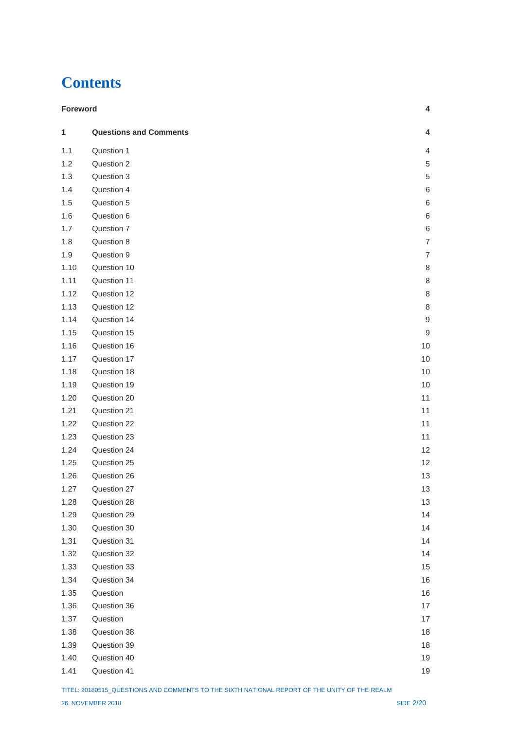# Contents

| | | |
|---|---|---|
| **Foreword** | | **4** |
| **1** | **Questions and Comments** | **4** |
| 1.1 | Question 1 | 4 |
| 1.2 | Question 2 | 5 |
| 1.3 | Question 3 | 5 |
| 1.4 | Question 4 | 6 |
| 1.5 | Question 5 | 6 |
| 1.6 | Question 6 | 6 |
| 1.7 | Question 7 | 6 |
| 1.8 | Question 8 | 7 |
| 1.9 | Question 9 | 7 |
| 1.10 | Question 10 | 8 |
| 1.11 | Question 11 | 8 |
| 1.12 | Question 12 | 8 |
| 1.13 | Question 12 | 8 |
| 1.14 | Question 14 | 9 |
| 1.15 | Question 15 | 9 |
| 1.16 | Question 16 | 10 |
| 1.17 | Question 17 | 10 |
| 1.18 | Question 18 | 10 |
| 1.19 | Question 19 | 10 |
| 1.20 | Question 20 | 11 |
| 1.21 | Question 21 | 11 |
| 1.22 | Question 22 | 11 |
| 1.23 | Question 23 | 11 |
| 1.24 | Question 24 | 12 |
| 1.25 | Question 25 | 12 |
| 1.26 | Question 26 | 13 |
| 1.27 | Question 27 | 13 |
| 1.28 | Question 28 | 13 |
| 1.29 | Question 29 | 14 |
| 1.30 | Question 30 | 14 |
| 1.31 | Question 31 | 14 |
| 1.32 | Question 32 | 14 |
| 1.33 | Question 33 | 15 |
| 1.34 | Question 34 | 16 |
| 1.35 | Question | 16 |
| 1.36 | Question 36 | 17 |
| 1.37 | Question | 17 |
| 1.38 | Question 38 | 18 |
| 1.39 | Question 39 | 18 |
| 1.40 | Question 40 | 19 |
| 1.41 | Question 41 | 19 |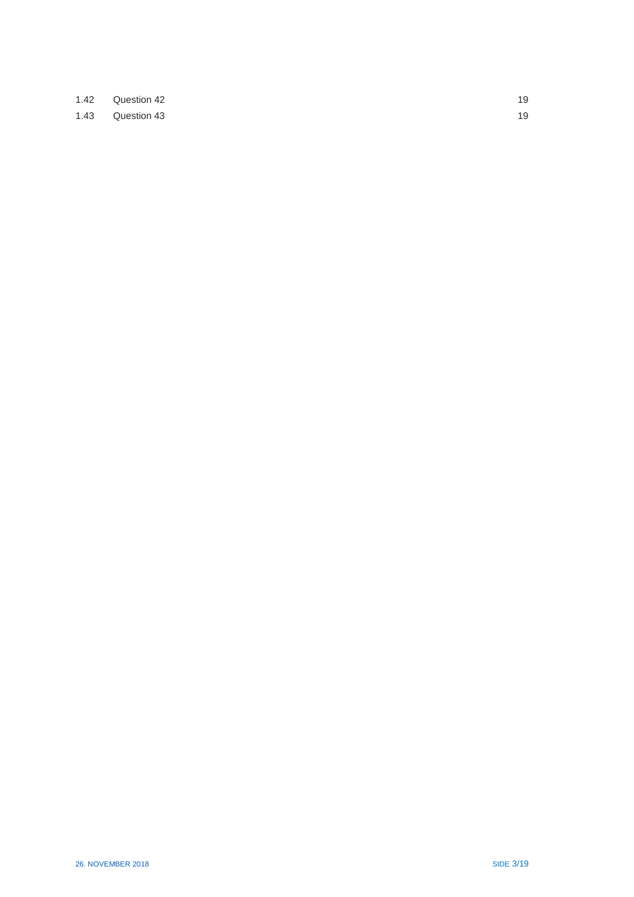| | | |
|---|---|---|
| 1.42 | Question 42 | 19 |
| 1.43 | Question 43 | 19 |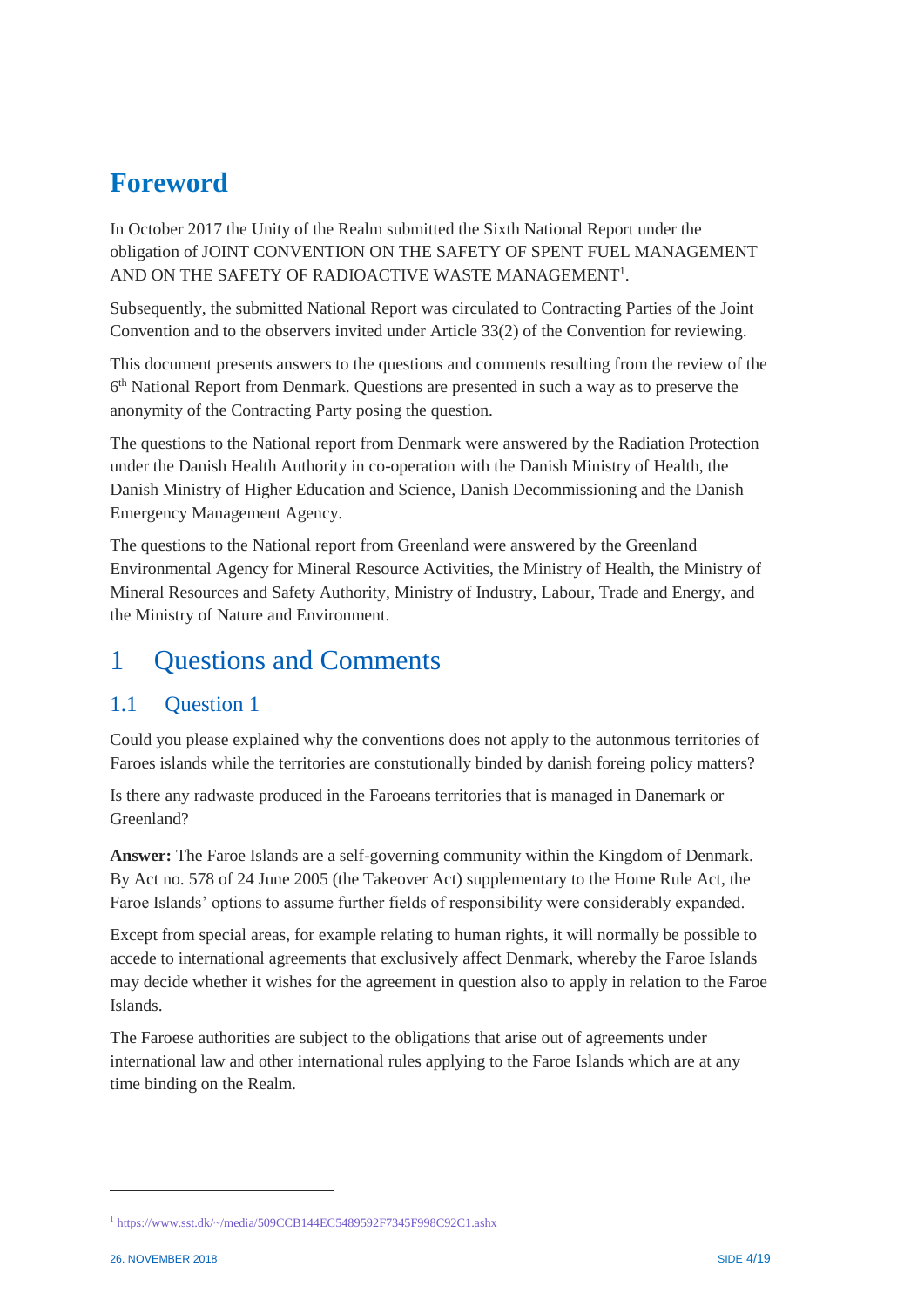# Foreword

In October 2017 the Unity of the Realm submitted the Sixth National Report under the obligation of JOINT CONVENTION ON THE SAFETY OF SPENT FUEL MANAGEMENT AND ON THE SAFETY OF RADIOACTIVE WASTE MANAGEMENT[1].

Subsequently, the submitted National Report was circulated to Contracting Parties of the Joint Convention and to the observers invited under Article 33(2) of the Convention for reviewing.

This document presents answers to the questions and comments resulting from the review of the 6th National Report from Denmark. Questions are presented in such a way as to preserve the anonymity of the Contracting Party posing the question.

The questions to the National report from Denmark were answered by the Radiation Protection under the Danish Health Authority in co-operation with the Danish Ministry of Health, the Danish Ministry of Higher Education and Science, Danish Decommissioning and the Danish Emergency Management Agency.

The questions to the National report from Greenland were answered by the Greenland Environmental Agency for Mineral Resource Activities, the Ministry of Health, the Ministry of Mineral Resources and Safety Authority, Ministry of Industry, Labour, Trade and Energy, and the Ministry of Nature and Environment.

# 1 Questions and Comments

## 1.1 Question 1

Could you please explained why the conventions does not apply to the autonmous territories of Faroes islands while the territories are constutionally binded by danish foreing policy matters?

Is there any radwaste produced in the Faroeans territories that is managed in Danemark or Greenland?

**Answer:** The Faroe Islands are a self-governing community within the Kingdom of Denmark. By Act no. 578 of 24 June 2005 (the Takeover Act) supplementary to the Home Rule Act, the Faroe Islands' options to assume further fields of responsibility were considerably expanded.

Except from special areas, for example relating to human rights, it will normally be possible to accede to international agreements that exclusively affect Denmark, whereby the Faroe Islands may decide whether it wishes for the agreement in question also to apply in relation to the Faroe Islands.

The Faroese authorities are subject to the obligations that arise out of agreements under international law and other international rules applying to the Faroe Islands which are at any time binding on the Realm.

[1] https://www.sst.dk/~/media/509CCB144EC5489592F7345F998C92C1.ashx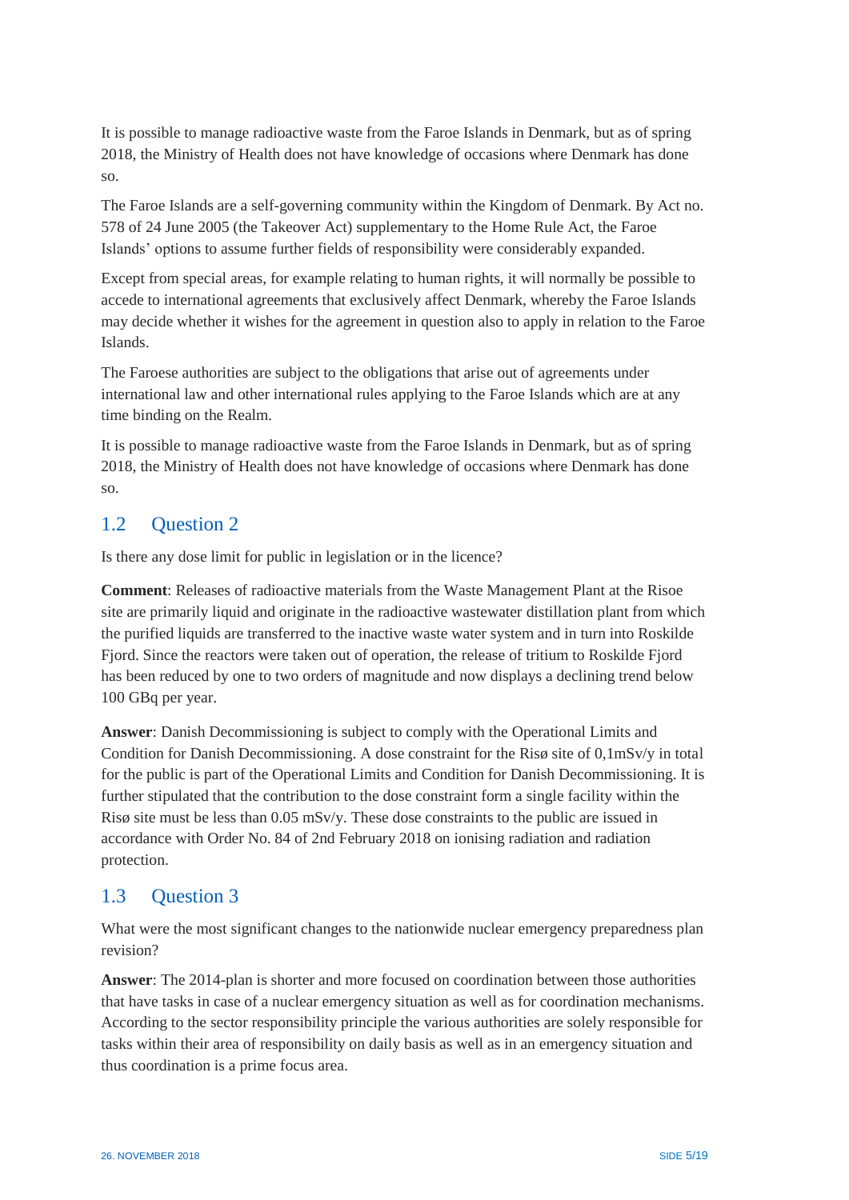It is possible to manage radioactive waste from the Faroe Islands in Denmark, but as of spring 2018, the Ministry of Health does not have knowledge of occasions where Denmark has done so.

The Faroe Islands are a self-governing community within the Kingdom of Denmark. By Act no. 578 of 24 June 2005 (the Takeover Act) supplementary to the Home Rule Act, the Faroe Islands' options to assume further fields of responsibility were considerably expanded.

Except from special areas, for example relating to human rights, it will normally be possible to accede to international agreements that exclusively affect Denmark, whereby the Faroe Islands may decide whether it wishes for the agreement in question also to apply in relation to the Faroe Islands.

The Faroese authorities are subject to the obligations that arise out of agreements under international law and other international rules applying to the Faroe Islands which are at any time binding on the Realm.

It is possible to manage radioactive waste from the Faroe Islands in Denmark, but as of spring 2018, the Ministry of Health does not have knowledge of occasions where Denmark has done so.

## 1.2 Question 2

Is there any dose limit for public in legislation or in the licence?

**Comment**: Releases of radioactive materials from the Waste Management Plant at the Risoe site are primarily liquid and originate in the radioactive wastewater distillation plant from which the purified liquids are transferred to the inactive waste water system and in turn into Roskilde Fjord. Since the reactors were taken out of operation, the release of tritium to Roskilde Fjord has been reduced by one to two orders of magnitude and now displays a declining trend below 100 GBq per year.

**Answer**: Danish Decommissioning is subject to comply with the Operational Limits and Condition for Danish Decommissioning. A dose constraint for the Risø site of 0,1mSv/y in total for the public is part of the Operational Limits and Condition for Danish Decommissioning. It is further stipulated that the contribution to the dose constraint form a single facility within the Risø site must be less than 0.05 mSv/y. These dose constraints to the public are issued in accordance with Order No. 84 of 2nd February 2018 on ionising radiation and radiation protection.

## 1.3 Question 3

What were the most significant changes to the nationwide nuclear emergency preparedness plan revision?

**Answer**: The 2014-plan is shorter and more focused on coordination between those authorities that have tasks in case of a nuclear emergency situation as well as for coordination mechanisms. According to the sector responsibility principle the various authorities are solely responsible for tasks within their area of responsibility on daily basis as well as in an emergency situation and thus coordination is a prime focus area.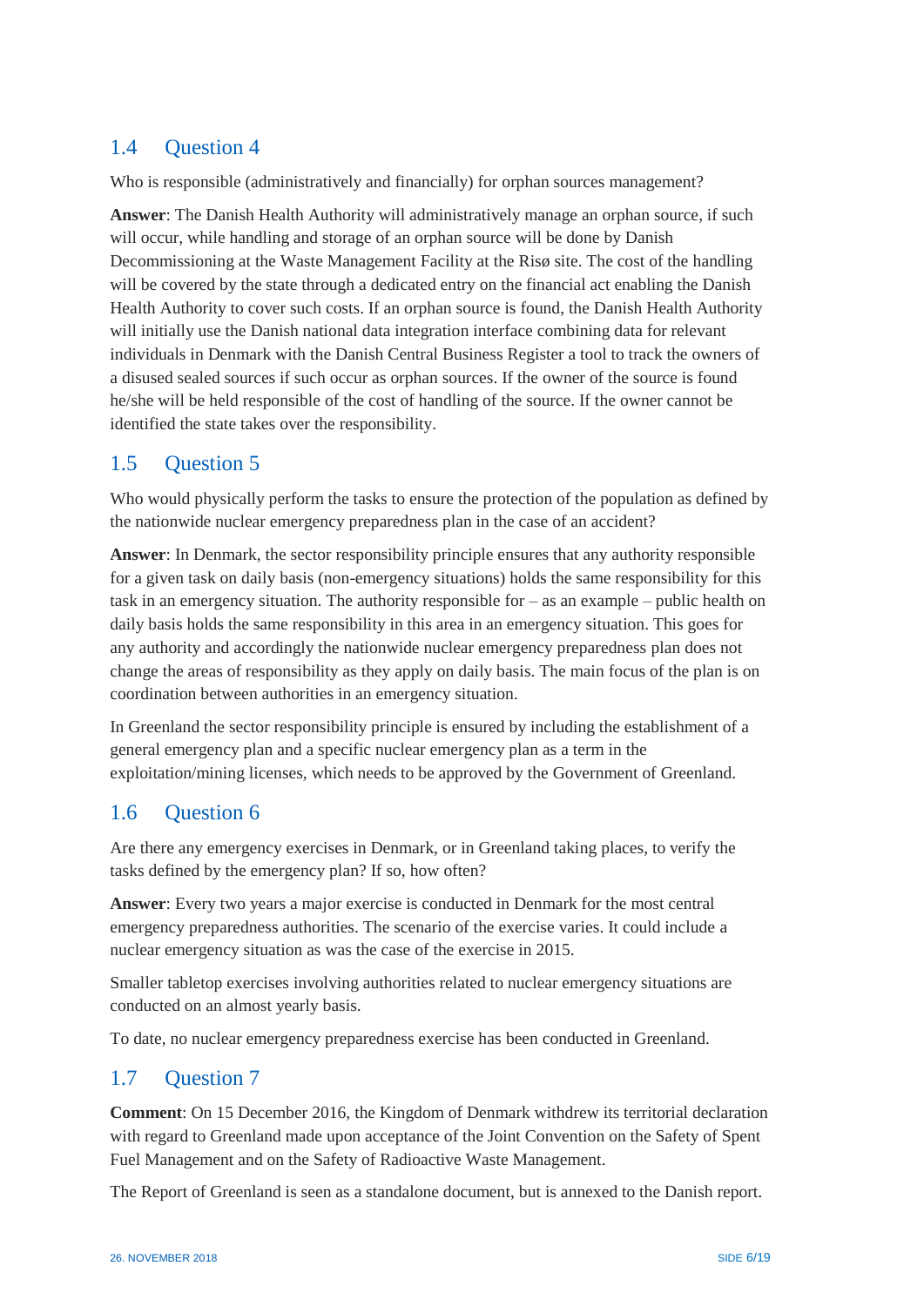## 1.4 Question 4

Who is responsible (administratively and financially) for orphan sources management?

**Answer**: The Danish Health Authority will administratively manage an orphan source, if such will occur, while handling and storage of an orphan source will be done by Danish Decommissioning at the Waste Management Facility at the Risø site. The cost of the handling will be covered by the state through a dedicated entry on the financial act enabling the Danish Health Authority to cover such costs. If an orphan source is found, the Danish Health Authority will initially use the Danish national data integration interface combining data for relevant individuals in Denmark with the Danish Central Business Register a tool to track the owners of a disused sealed sources if such occur as orphan sources. If the owner of the source is found he/she will be held responsible of the cost of handling of the source. If the owner cannot be identified the state takes over the responsibility.

## 1.5 Question 5

Who would physically perform the tasks to ensure the protection of the population as defined by the nationwide nuclear emergency preparedness plan in the case of an accident?

**Answer**: In Denmark, the sector responsibility principle ensures that any authority responsible for a given task on daily basis (non-emergency situations) holds the same responsibility for this task in an emergency situation. The authority responsible for – as an example – public health on daily basis holds the same responsibility in this area in an emergency situation. This goes for any authority and accordingly the nationwide nuclear emergency preparedness plan does not change the areas of responsibility as they apply on daily basis. The main focus of the plan is on coordination between authorities in an emergency situation.

In Greenland the sector responsibility principle is ensured by including the establishment of a general emergency plan and a specific nuclear emergency plan as a term in the exploitation/mining licenses, which needs to be approved by the Government of Greenland.

## 1.6 Question 6

Are there any emergency exercises in Denmark, or in Greenland taking places, to verify the tasks defined by the emergency plan? If so, how often?

**Answer**: Every two years a major exercise is conducted in Denmark for the most central emergency preparedness authorities. The scenario of the exercise varies. It could include a nuclear emergency situation as was the case of the exercise in 2015.

Smaller tabletop exercises involving authorities related to nuclear emergency situations are conducted on an almost yearly basis.

To date, no nuclear emergency preparedness exercise has been conducted in Greenland.

## 1.7 Question 7

**Comment**: On 15 December 2016, the Kingdom of Denmark withdrew its territorial declaration with regard to Greenland made upon acceptance of the Joint Convention on the Safety of Spent Fuel Management and on the Safety of Radioactive Waste Management.

The Report of Greenland is seen as a standalone document, but is annexed to the Danish report.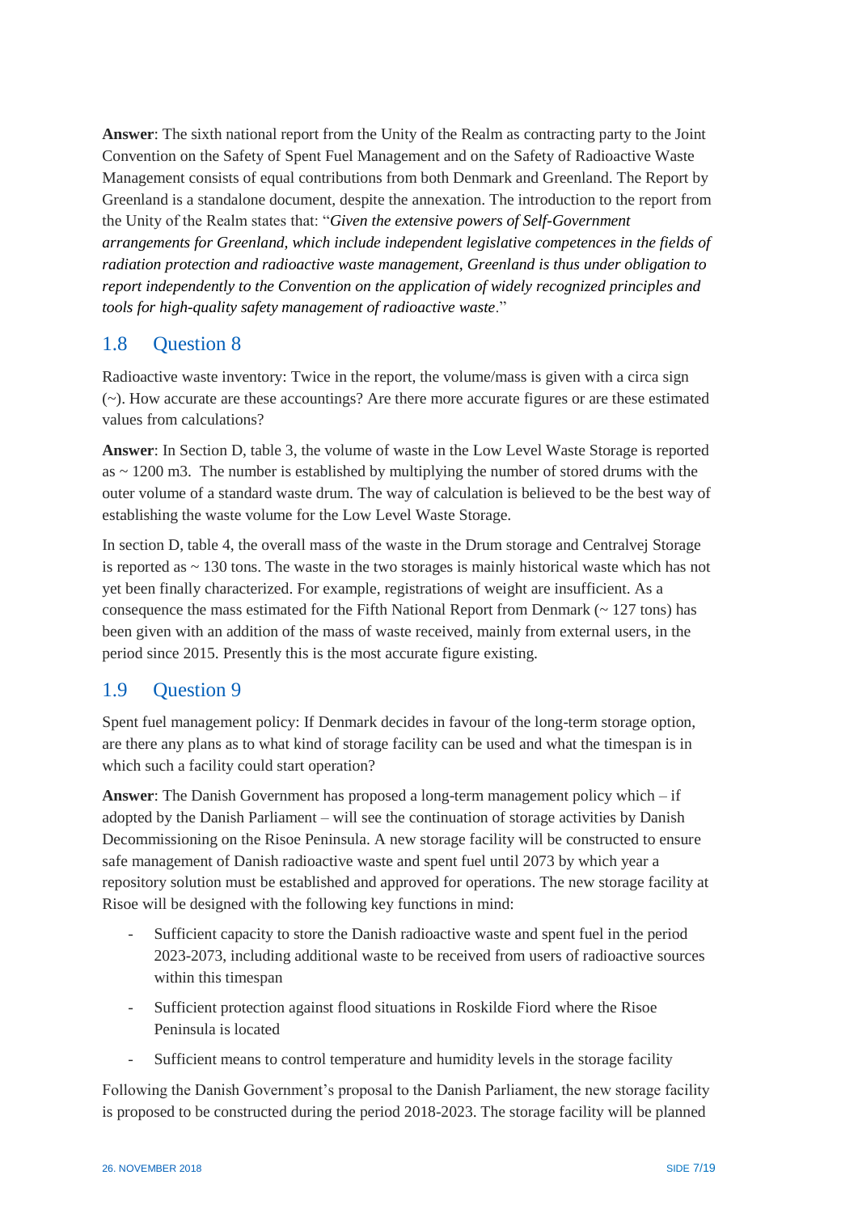**Answer**: The sixth national report from the Unity of the Realm as contracting party to the Joint Convention on the Safety of Spent Fuel Management and on the Safety of Radioactive Waste Management consists of equal contributions from both Denmark and Greenland. The Report by Greenland is a standalone document, despite the annexation. The introduction to the report from the Unity of the Realm states that: "*Given the extensive powers of Self-Government arrangements for Greenland, which include independent legislative competences in the fields of radiation protection and radioactive waste management, Greenland is thus under obligation to report independently to the Convention on the application of widely recognized principles and tools for high-quality safety management of radioactive waste*."

## 1.8 Question 8

Radioactive waste inventory: Twice in the report, the volume/mass is given with a circa sign (~). How accurate are these accountings? Are there more accurate figures or are these estimated values from calculations?

**Answer**: In Section D, table 3, the volume of waste in the Low Level Waste Storage is reported as ~ 1200 m3. The number is established by multiplying the number of stored drums with the outer volume of a standard waste drum. The way of calculation is believed to be the best way of establishing the waste volume for the Low Level Waste Storage.

In section D, table 4, the overall mass of the waste in the Drum storage and Centralvej Storage is reported as ~ 130 tons. The waste in the two storages is mainly historical waste which has not yet been finally characterized. For example, registrations of weight are insufficient. As a consequence the mass estimated for the Fifth National Report from Denmark (~ 127 tons) has been given with an addition of the mass of waste received, mainly from external users, in the period since 2015. Presently this is the most accurate figure existing.

## 1.9 Question 9

Spent fuel management policy: If Denmark decides in favour of the long-term storage option, are there any plans as to what kind of storage facility can be used and what the timespan is in which such a facility could start operation?

**Answer**: The Danish Government has proposed a long-term management policy which – if adopted by the Danish Parliament – will see the continuation of storage activities by Danish Decommissioning on the Risoe Peninsula. A new storage facility will be constructed to ensure safe management of Danish radioactive waste and spent fuel until 2073 by which year a repository solution must be established and approved for operations. The new storage facility at Risoe will be designed with the following key functions in mind:

- Sufficient capacity to store the Danish radioactive waste and spent fuel in the period 2023-2073, including additional waste to be received from users of radioactive sources within this timespan
- Sufficient protection against flood situations in Roskilde Fiord where the Risoe Peninsula is located
- Sufficient means to control temperature and humidity levels in the storage facility

Following the Danish Government's proposal to the Danish Parliament, the new storage facility is proposed to be constructed during the period 2018-2023. The storage facility will be planned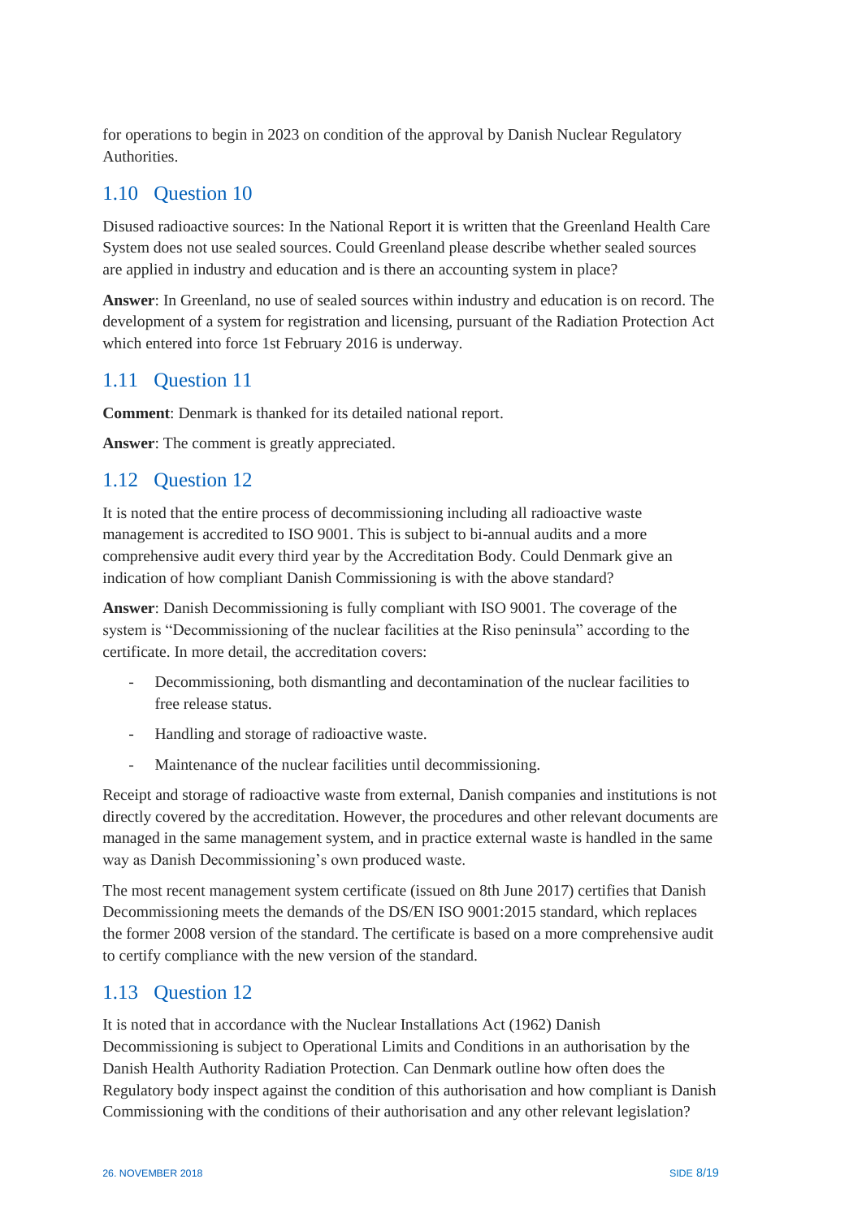for operations to begin in 2023 on condition of the approval by Danish Nuclear Regulatory Authorities.

## 1.10 Question 10

Disused radioactive sources: In the National Report it is written that the Greenland Health Care System does not use sealed sources. Could Greenland please describe whether sealed sources are applied in industry and education and is there an accounting system in place?

**Answer**: In Greenland, no use of sealed sources within industry and education is on record. The development of a system for registration and licensing, pursuant of the Radiation Protection Act which entered into force 1st February 2016 is underway.

## 1.11 Question 11

**Comment**: Denmark is thanked for its detailed national report.

**Answer**: The comment is greatly appreciated.

## 1.12 Question 12

It is noted that the entire process of decommissioning including all radioactive waste management is accredited to ISO 9001. This is subject to bi-annual audits and a more comprehensive audit every third year by the Accreditation Body. Could Denmark give an indication of how compliant Danish Commissioning is with the above standard?

**Answer**: Danish Decommissioning is fully compliant with ISO 9001. The coverage of the system is "Decommissioning of the nuclear facilities at the Riso peninsula" according to the certificate. In more detail, the accreditation covers:

- Decommissioning, both dismantling and decontamination of the nuclear facilities to free release status.
- Handling and storage of radioactive waste.
- Maintenance of the nuclear facilities until decommissioning.

Receipt and storage of radioactive waste from external, Danish companies and institutions is not directly covered by the accreditation. However, the procedures and other relevant documents are managed in the same management system, and in practice external waste is handled in the same way as Danish Decommissioning's own produced waste.

The most recent management system certificate (issued on 8th June 2017) certifies that Danish Decommissioning meets the demands of the DS/EN ISO 9001:2015 standard, which replaces the former 2008 version of the standard. The certificate is based on a more comprehensive audit to certify compliance with the new version of the standard.

## 1.13 Question 12

It is noted that in accordance with the Nuclear Installations Act (1962) Danish Decommissioning is subject to Operational Limits and Conditions in an authorisation by the Danish Health Authority Radiation Protection. Can Denmark outline how often does the Regulatory body inspect against the condition of this authorisation and how compliant is Danish Commissioning with the conditions of their authorisation and any other relevant legislation?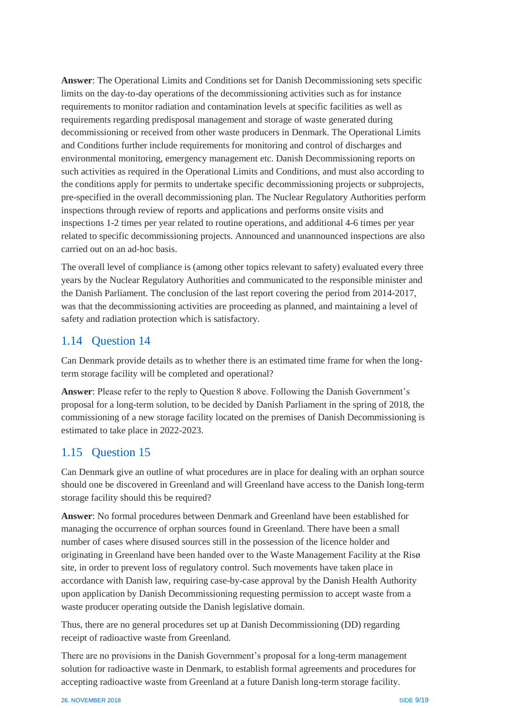**Answer**: The Operational Limits and Conditions set for Danish Decommissioning sets specific limits on the day-to-day operations of the decommissioning activities such as for instance requirements to monitor radiation and contamination levels at specific facilities as well as requirements regarding predisposal management and storage of waste generated during decommissioning or received from other waste producers in Denmark. The Operational Limits and Conditions further include requirements for monitoring and control of discharges and environmental monitoring, emergency management etc. Danish Decommissioning reports on such activities as required in the Operational Limits and Conditions, and must also according to the conditions apply for permits to undertake specific decommissioning projects or subprojects, pre-specified in the overall decommissioning plan. The Nuclear Regulatory Authorities perform inspections through review of reports and applications and performs onsite visits and inspections 1-2 times per year related to routine operations, and additional 4-6 times per year related to specific decommissioning projects. Announced and unannounced inspections are also carried out on an ad-hoc basis.

The overall level of compliance is (among other topics relevant to safety) evaluated every three years by the Nuclear Regulatory Authorities and communicated to the responsible minister and the Danish Parliament. The conclusion of the last report covering the period from 2014-2017, was that the decommissioning activities are proceeding as planned, and maintaining a level of safety and radiation protection which is satisfactory.

## 1.14 Question 14

Can Denmark provide details as to whether there is an estimated time frame for when the long-term storage facility will be completed and operational?

**Answer**: Please refer to the reply to Question 8 above. Following the Danish Government's proposal for a long-term solution, to be decided by Danish Parliament in the spring of 2018, the commissioning of a new storage facility located on the premises of Danish Decommissioning is estimated to take place in 2022-2023.

## 1.15 Question 15

Can Denmark give an outline of what procedures are in place for dealing with an orphan source should one be discovered in Greenland and will Greenland have access to the Danish long-term storage facility should this be required?

**Answer**: No formal procedures between Denmark and Greenland have been established for managing the occurrence of orphan sources found in Greenland. There have been a small number of cases where disused sources still in the possession of the licence holder and originating in Greenland have been handed over to the Waste Management Facility at the Risø site, in order to prevent loss of regulatory control. Such movements have taken place in accordance with Danish law, requiring case-by-case approval by the Danish Health Authority upon application by Danish Decommissioning requesting permission to accept waste from a waste producer operating outside the Danish legislative domain.

Thus, there are no general procedures set up at Danish Decommissioning (DD) regarding receipt of radioactive waste from Greenland.

There are no provisions in the Danish Government's proposal for a long-term management solution for radioactive waste in Denmark, to establish formal agreements and procedures for accepting radioactive waste from Greenland at a future Danish long-term storage facility.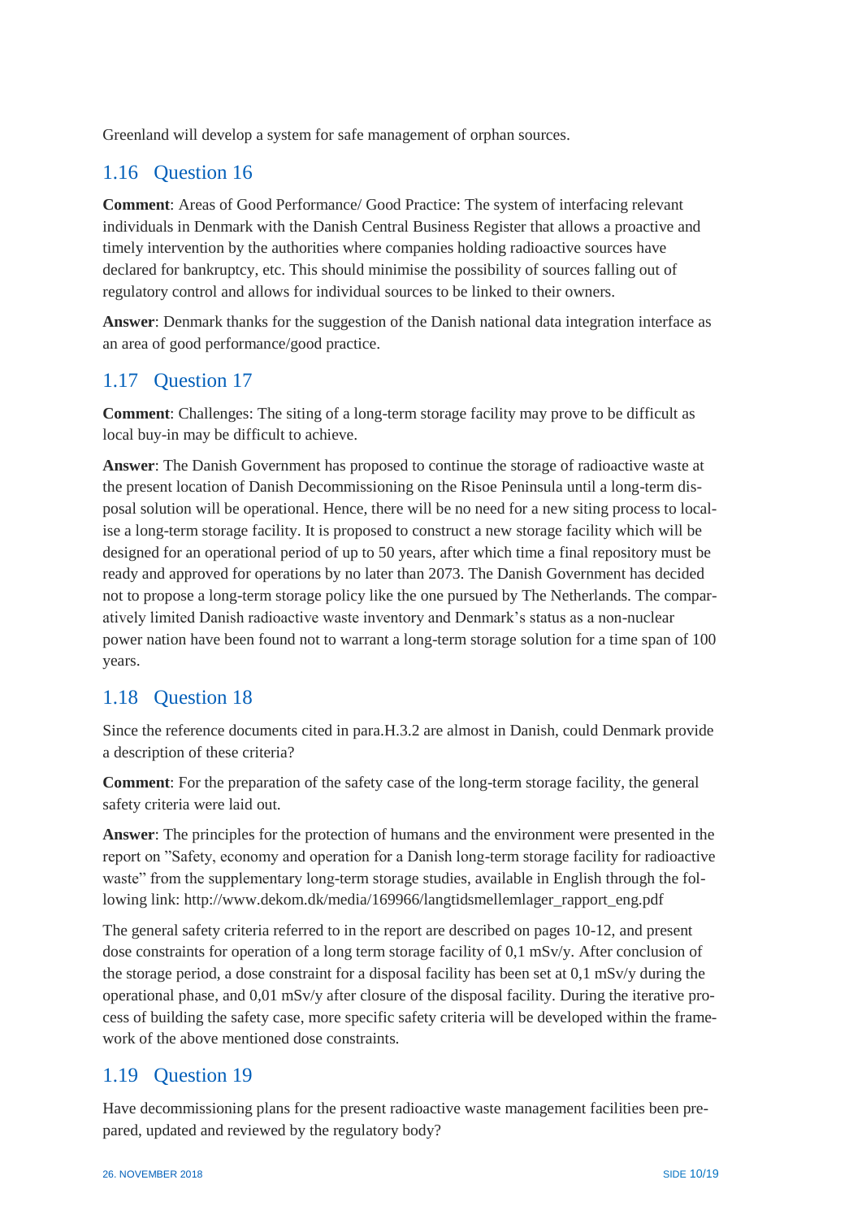Greenland will develop a system for safe management of orphan sources.

## 1.16 Question 16

**Comment**: Areas of Good Performance/ Good Practice: The system of interfacing relevant individuals in Denmark with the Danish Central Business Register that allows a proactive and timely intervention by the authorities where companies holding radioactive sources have declared for bankruptcy, etc. This should minimise the possibility of sources falling out of regulatory control and allows for individual sources to be linked to their owners.

**Answer**: Denmark thanks for the suggestion of the Danish national data integration interface as an area of good performance/good practice.

## 1.17 Question 17

**Comment**: Challenges: The siting of a long-term storage facility may prove to be difficult as local buy-in may be difficult to achieve.

**Answer**: The Danish Government has proposed to continue the storage of radioactive waste at the present location of Danish Decommissioning on the Risoe Peninsula until a long-term disposal solution will be operational. Hence, there will be no need for a new siting process to localise a long-term storage facility. It is proposed to construct a new storage facility which will be designed for an operational period of up to 50 years, after which time a final repository must be ready and approved for operations by no later than 2073. The Danish Government has decided not to propose a long-term storage policy like the one pursued by The Netherlands. The comparatively limited Danish radioactive waste inventory and Denmark's status as a non-nuclear power nation have been found not to warrant a long-term storage solution for a time span of 100 years.

## 1.18 Question 18

Since the reference documents cited in para.H.3.2 are almost in Danish, could Denmark provide a description of these criteria?

**Comment**: For the preparation of the safety case of the long-term storage facility, the general safety criteria were laid out.

**Answer**: The principles for the protection of humans and the environment were presented in the report on "Safety, economy and operation for a Danish long-term storage facility for radioactive waste" from the supplementary long-term storage studies, available in English through the following link: http://www.dekom.dk/media/169966/langtidsmellemlager_rapport_eng.pdf

The general safety criteria referred to in the report are described on pages 10-12, and present dose constraints for operation of a long term storage facility of 0,1 mSv/y. After conclusion of the storage period, a dose constraint for a disposal facility has been set at 0,1 mSv/y during the operational phase, and 0,01 mSv/y after closure of the disposal facility. During the iterative process of building the safety case, more specific safety criteria will be developed within the framework of the above mentioned dose constraints.

## 1.19 Question 19

Have decommissioning plans for the present radioactive waste management facilities been prepared, updated and reviewed by the regulatory body?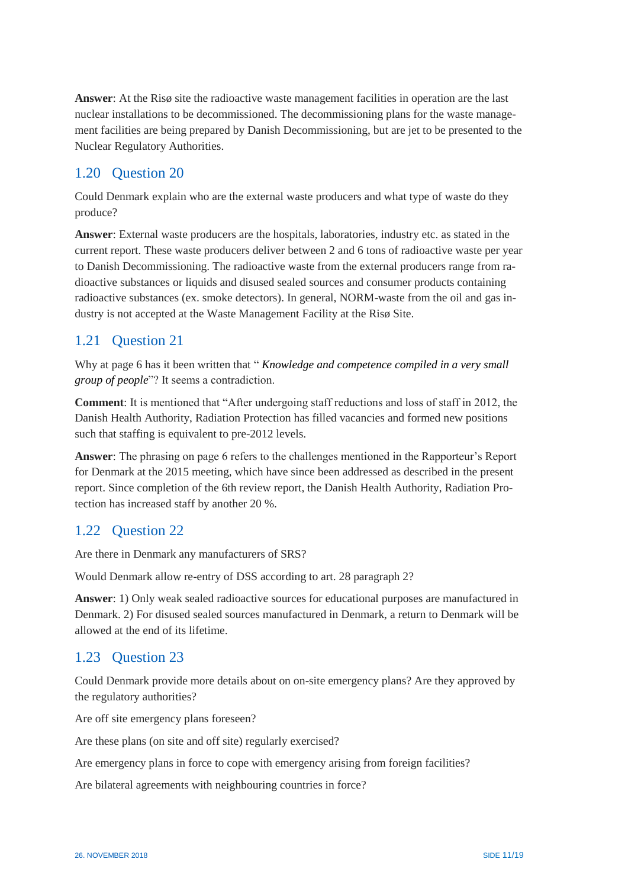**Answer**: At the Risø site the radioactive waste management facilities in operation are the last nuclear installations to be decommissioned. The decommissioning plans for the waste management facilities are being prepared by Danish Decommissioning, but are jet to be presented to the Nuclear Regulatory Authorities.

## 1.20 Question 20

Could Denmark explain who are the external waste producers and what type of waste do they produce?

**Answer**: External waste producers are the hospitals, laboratories, industry etc. as stated in the current report. These waste producers deliver between 2 and 6 tons of radioactive waste per year to Danish Decommissioning. The radioactive waste from the external producers range from radioactive substances or liquids and disused sealed sources and consumer products containing radioactive substances (ex. smoke detectors). In general, NORM-waste from the oil and gas industry is not accepted at the Waste Management Facility at the Risø Site.

## 1.21 Question 21

Why at page 6 has it been written that " *Knowledge and competence compiled in a very small group of people*"? It seems a contradiction.

**Comment**: It is mentioned that "After undergoing staff reductions and loss of staff in 2012, the Danish Health Authority, Radiation Protection has filled vacancies and formed new positions such that staffing is equivalent to pre-2012 levels.

**Answer**: The phrasing on page 6 refers to the challenges mentioned in the Rapporteur's Report for Denmark at the 2015 meeting, which have since been addressed as described in the present report. Since completion of the 6th review report, the Danish Health Authority, Radiation Protection has increased staff by another 20 %.

## 1.22 Question 22

Are there in Denmark any manufacturers of SRS?

Would Denmark allow re-entry of DSS according to art. 28 paragraph 2?

**Answer**: 1) Only weak sealed radioactive sources for educational purposes are manufactured in Denmark. 2) For disused sealed sources manufactured in Denmark, a return to Denmark will be allowed at the end of its lifetime.

## 1.23 Question 23

Could Denmark provide more details about on-site emergency plans? Are they approved by the regulatory authorities?

Are off site emergency plans foreseen?

Are these plans (on site and off site) regularly exercised?

Are emergency plans in force to cope with emergency arising from foreign facilities?

Are bilateral agreements with neighbouring countries in force?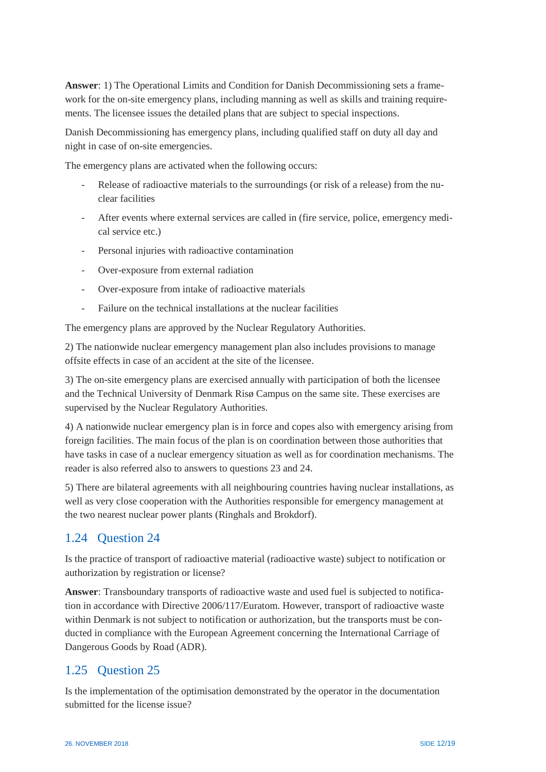**Answer**: 1) The Operational Limits and Condition for Danish Decommissioning sets a framework for the on-site emergency plans, including manning as well as skills and training requirements. The licensee issues the detailed plans that are subject to special inspections.

Danish Decommissioning has emergency plans, including qualified staff on duty all day and night in case of on-site emergencies.

The emergency plans are activated when the following occurs:

- Release of radioactive materials to the surroundings (or risk of a release) from the nuclear facilities
- After events where external services are called in (fire service, police, emergency medical service etc.)
- Personal injuries with radioactive contamination
- Over-exposure from external radiation
- Over-exposure from intake of radioactive materials
- Failure on the technical installations at the nuclear facilities

The emergency plans are approved by the Nuclear Regulatory Authorities.

2) The nationwide nuclear emergency management plan also includes provisions to manage offsite effects in case of an accident at the site of the licensee.

3) The on-site emergency plans are exercised annually with participation of both the licensee and the Technical University of Denmark Risø Campus on the same site. These exercises are supervised by the Nuclear Regulatory Authorities.

4) A nationwide nuclear emergency plan is in force and copes also with emergency arising from foreign facilities. The main focus of the plan is on coordination between those authorities that have tasks in case of a nuclear emergency situation as well as for coordination mechanisms. The reader is also referred also to answers to questions 23 and 24.

5) There are bilateral agreements with all neighbouring countries having nuclear installations, as well as very close cooperation with the Authorities responsible for emergency management at the two nearest nuclear power plants (Ringhals and Brokdorf).

## 1.24 Question 24

Is the practice of transport of radioactive material (radioactive waste) subject to notification or authorization by registration or license?

**Answer**: Transboundary transports of radioactive waste and used fuel is subjected to notification in accordance with Directive 2006/117/Euratom. However, transport of radioactive waste within Denmark is not subject to notification or authorization, but the transports must be conducted in compliance with the European Agreement concerning the International Carriage of Dangerous Goods by Road (ADR).

## 1.25 Question 25

Is the implementation of the optimisation demonstrated by the operator in the documentation submitted for the license issue?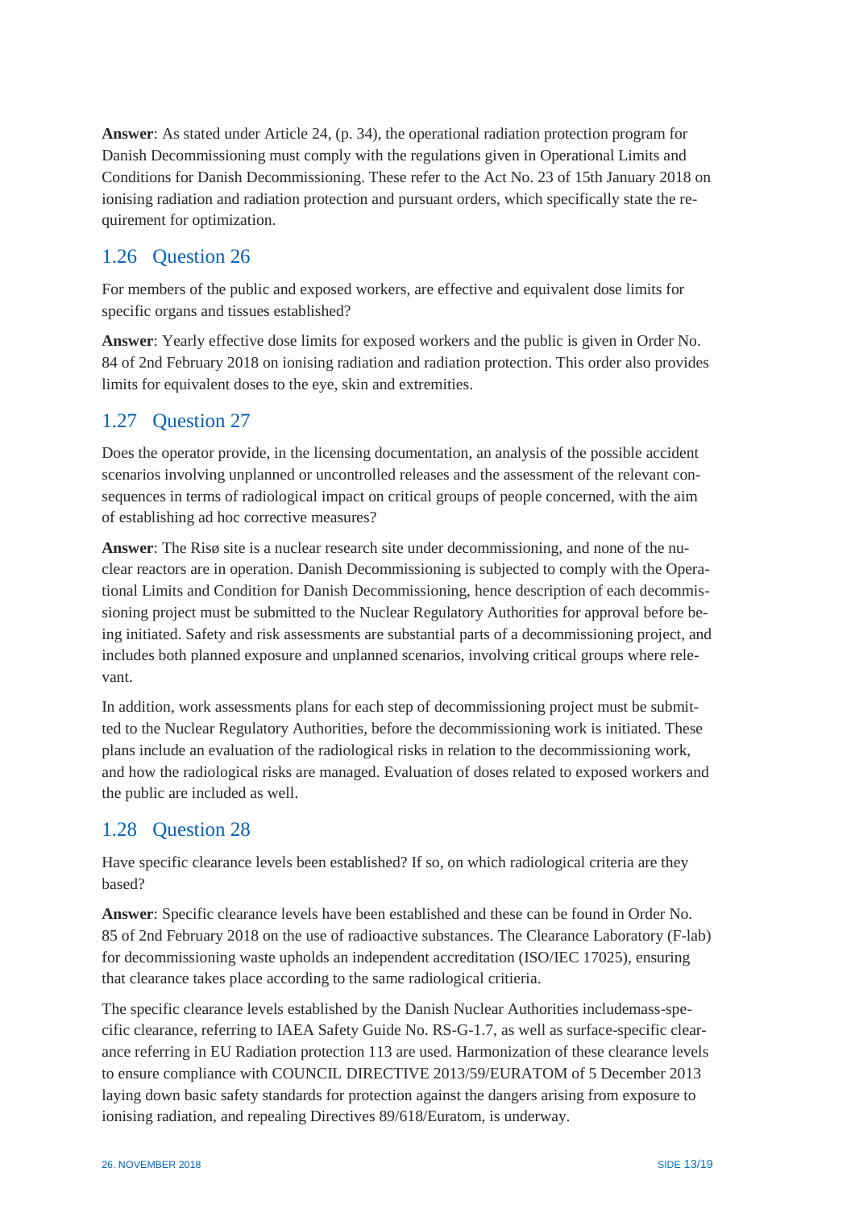**Answer**: As stated under Article 24, (p. 34), the operational radiation protection program for Danish Decommissioning must comply with the regulations given in Operational Limits and Conditions for Danish Decommissioning. These refer to the Act No. 23 of 15th January 2018 on ionising radiation and radiation protection and pursuant orders, which specifically state the requirement for optimization.

## 1.26 Question 26

For members of the public and exposed workers, are effective and equivalent dose limits for specific organs and tissues established?

**Answer**: Yearly effective dose limits for exposed workers and the public is given in Order No. 84 of 2nd February 2018 on ionising radiation and radiation protection. This order also provides limits for equivalent doses to the eye, skin and extremities.

## 1.27 Question 27

Does the operator provide, in the licensing documentation, an analysis of the possible accident scenarios involving unplanned or uncontrolled releases and the assessment of the relevant consequences in terms of radiological impact on critical groups of people concerned, with the aim of establishing ad hoc corrective measures?

**Answer**: The Risø site is a nuclear research site under decommissioning, and none of the nuclear reactors are in operation. Danish Decommissioning is subjected to comply with the Operational Limits and Condition for Danish Decommissioning, hence description of each decommissioning project must be submitted to the Nuclear Regulatory Authorities for approval before being initiated. Safety and risk assessments are substantial parts of a decommissioning project, and includes both planned exposure and unplanned scenarios, involving critical groups where relevant.

In addition, work assessments plans for each step of decommissioning project must be submitted to the Nuclear Regulatory Authorities, before the decommissioning work is initiated. These plans include an evaluation of the radiological risks in relation to the decommissioning work, and how the radiological risks are managed. Evaluation of doses related to exposed workers and the public are included as well.

## 1.28 Question 28

Have specific clearance levels been established? If so, on which radiological criteria are they based?

**Answer**: Specific clearance levels have been established and these can be found in Order No. 85 of 2nd February 2018 on the use of radioactive substances. The Clearance Laboratory (F-lab) for decommissioning waste upholds an independent accreditation (ISO/IEC 17025), ensuring that clearance takes place according to the same radiological critieria.

The specific clearance levels established by the Danish Nuclear Authorities includemass-specific clearance, referring to IAEA Safety Guide No. RS-G-1.7, as well as surface-specific clearance referring in EU Radiation protection 113 are used. Harmonization of these clearance levels to ensure compliance with COUNCIL DIRECTIVE 2013/59/EURATOM of 5 December 2013 laying down basic safety standards for protection against the dangers arising from exposure to ionising radiation, and repealing Directives 89/618/Euratom, is underway.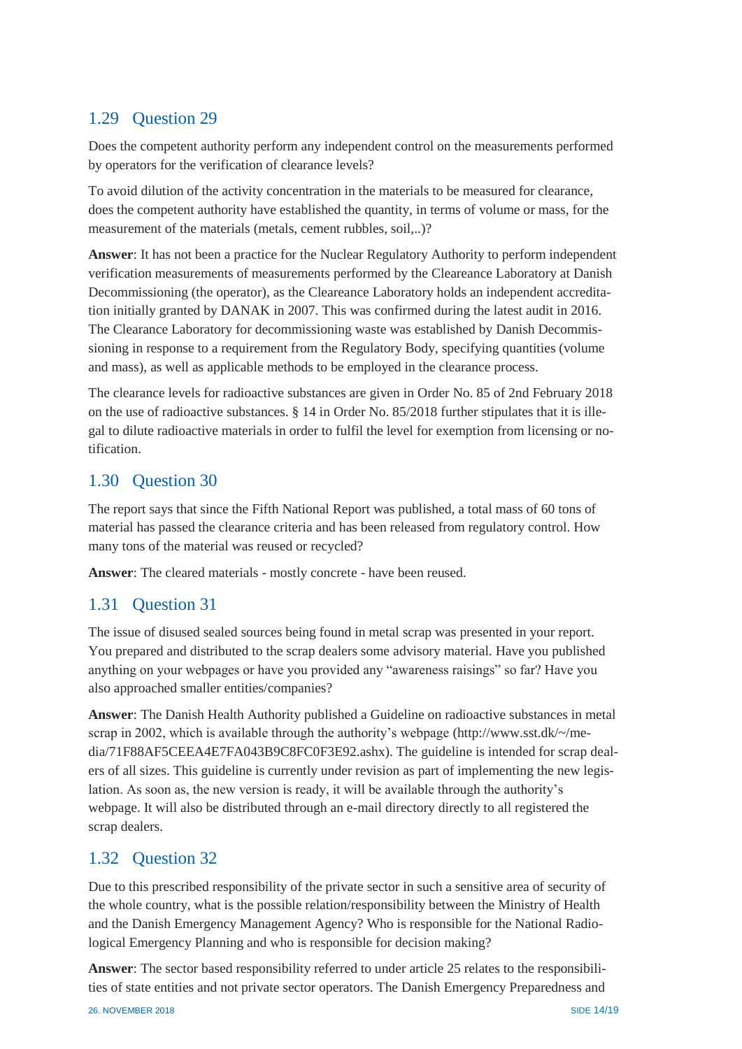## 1.29 Question 29

Does the competent authority perform any independent control on the measurements performed by operators for the verification of clearance levels?

To avoid dilution of the activity concentration in the materials to be measured for clearance, does the competent authority have established the quantity, in terms of volume or mass, for the measurement of the materials (metals, cement rubbles, soil,..)?

**Answer**: It has not been a practice for the Nuclear Regulatory Authority to perform independent verification measurements of measurements performed by the Cleareance Laboratory at Danish Decommissioning (the operator), as the Cleareance Laboratory holds an independent accreditation initially granted by DANAK in 2007. This was confirmed during the latest audit in 2016. The Clearance Laboratory for decommissioning waste was established by Danish Decommissioning in response to a requirement from the Regulatory Body, specifying quantities (volume and mass), as well as applicable methods to be employed in the clearance process.

The clearance levels for radioactive substances are given in Order No. 85 of 2nd February 2018 on the use of radioactive substances. § 14 in Order No. 85/2018 further stipulates that it is illegal to dilute radioactive materials in order to fulfil the level for exemption from licensing or notification.

## 1.30 Question 30

The report says that since the Fifth National Report was published, a total mass of 60 tons of material has passed the clearance criteria and has been released from regulatory control. How many tons of the material was reused or recycled?

**Answer**: The cleared materials - mostly concrete - have been reused.

## 1.31 Question 31

The issue of disused sealed sources being found in metal scrap was presented in your report. You prepared and distributed to the scrap dealers some advisory material. Have you published anything on your webpages or have you provided any "awareness raisings" so far? Have you also approached smaller entities/companies?

**Answer**: The Danish Health Authority published a Guideline on radioactive substances in metal scrap in 2002, which is available through the authority's webpage (http://www.sst.dk/~/media/71F88AF5CEEA4E7FA043B9C8FC0F3E92.ashx). The guideline is intended for scrap dealers of all sizes. This guideline is currently under revision as part of implementing the new legislation. As soon as, the new version is ready, it will be available through the authority's webpage. It will also be distributed through an e-mail directory directly to all registered the scrap dealers.

## 1.32 Question 32

Due to this prescribed responsibility of the private sector in such a sensitive area of security of the whole country, what is the possible relation/responsibility between the Ministry of Health and the Danish Emergency Management Agency? Who is responsible for the National Radiological Emergency Planning and who is responsible for decision making?

**Answer**: The sector based responsibility referred to under article 25 relates to the responsibilities of state entities and not private sector operators. The Danish Emergency Preparedness and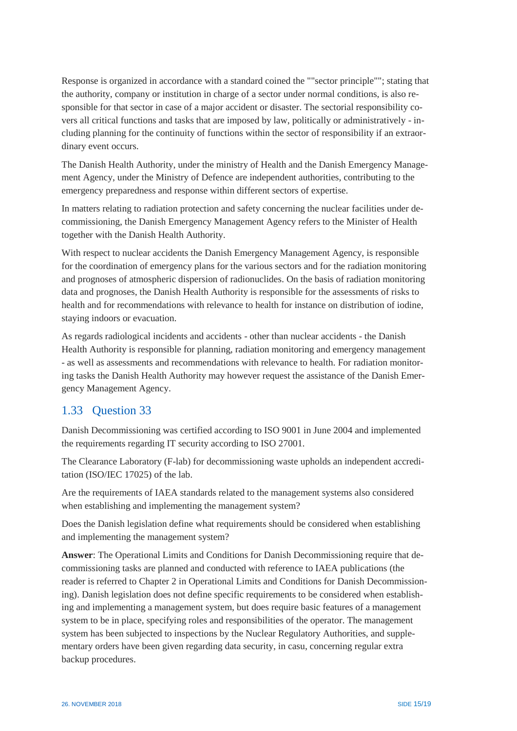Response is organized in accordance with a standard coined the ""sector principle""; stating that the authority, company or institution in charge of a sector under normal conditions, is also responsible for that sector in case of a major accident or disaster. The sectorial responsibility covers all critical functions and tasks that are imposed by law, politically or administratively - including planning for the continuity of functions within the sector of responsibility if an extraordinary event occurs.

The Danish Health Authority, under the ministry of Health and the Danish Emergency Management Agency, under the Ministry of Defence are independent authorities, contributing to the emergency preparedness and response within different sectors of expertise.

In matters relating to radiation protection and safety concerning the nuclear facilities under decommissioning, the Danish Emergency Management Agency refers to the Minister of Health together with the Danish Health Authority.

With respect to nuclear accidents the Danish Emergency Management Agency, is responsible for the coordination of emergency plans for the various sectors and for the radiation monitoring and prognoses of atmospheric dispersion of radionuclides. On the basis of radiation monitoring data and prognoses, the Danish Health Authority is responsible for the assessments of risks to health and for recommendations with relevance to health for instance on distribution of iodine, staying indoors or evacuation.

As regards radiological incidents and accidents - other than nuclear accidents - the Danish Health Authority is responsible for planning, radiation monitoring and emergency management - as well as assessments and recommendations with relevance to health. For radiation monitoring tasks the Danish Health Authority may however request the assistance of the Danish Emergency Management Agency.

## 1.33 Question 33

Danish Decommissioning was certified according to ISO 9001 in June 2004 and implemented the requirements regarding IT security according to ISO 27001.

The Clearance Laboratory (F-lab) for decommissioning waste upholds an independent accreditation (ISO/IEC 17025) of the lab.

Are the requirements of IAEA standards related to the management systems also considered when establishing and implementing the management system?

Does the Danish legislation define what requirements should be considered when establishing and implementing the management system?

**Answer**: The Operational Limits and Conditions for Danish Decommissioning require that decommissioning tasks are planned and conducted with reference to IAEA publications (the reader is referred to Chapter 2 in Operational Limits and Conditions for Danish Decommissioning). Danish legislation does not define specific requirements to be considered when establishing and implementing a management system, but does require basic features of a management system to be in place, specifying roles and responsibilities of the operator. The management system has been subjected to inspections by the Nuclear Regulatory Authorities, and supplementary orders have been given regarding data security, in casu, concerning regular extra backup procedures.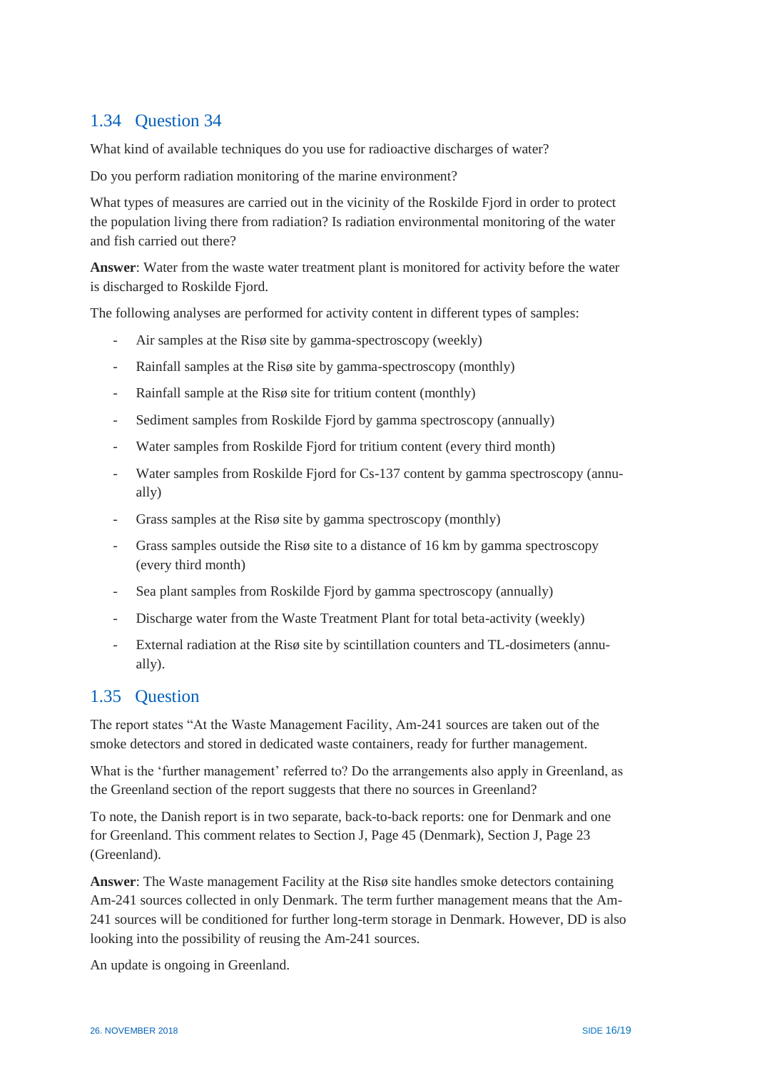## 1.34 Question 34

What kind of available techniques do you use for radioactive discharges of water?

Do you perform radiation monitoring of the marine environment?

What types of measures are carried out in the vicinity of the Roskilde Fjord in order to protect the population living there from radiation? Is radiation environmental monitoring of the water and fish carried out there?

**Answer**: Water from the waste water treatment plant is monitored for activity before the water is discharged to Roskilde Fjord.

The following analyses are performed for activity content in different types of samples:

- Air samples at the Risø site by gamma-spectroscopy (weekly)
- Rainfall samples at the Risø site by gamma-spectroscopy (monthly)
- Rainfall sample at the Risø site for tritium content (monthly)
- Sediment samples from Roskilde Fjord by gamma spectroscopy (annually)
- Water samples from Roskilde Fjord for tritium content (every third month)
- Water samples from Roskilde Fjord for Cs-137 content by gamma spectroscopy (annually)
- Grass samples at the Risø site by gamma spectroscopy (monthly)
- Grass samples outside the Risø site to a distance of 16 km by gamma spectroscopy (every third month)
- Sea plant samples from Roskilde Fjord by gamma spectroscopy (annually)
- Discharge water from the Waste Treatment Plant for total beta-activity (weekly)
- External radiation at the Risø site by scintillation counters and TL-dosimeters (annually).

## 1.35 Question

The report states "At the Waste Management Facility, Am-241 sources are taken out of the smoke detectors and stored in dedicated waste containers, ready for further management.

What is the 'further management' referred to? Do the arrangements also apply in Greenland, as the Greenland section of the report suggests that there no sources in Greenland?

To note, the Danish report is in two separate, back-to-back reports: one for Denmark and one for Greenland. This comment relates to Section J, Page 45 (Denmark), Section J, Page 23 (Greenland).

**Answer**: The Waste management Facility at the Risø site handles smoke detectors containing Am-241 sources collected in only Denmark. The term further management means that the Am-241 sources will be conditioned for further long-term storage in Denmark. However, DD is also looking into the possibility of reusing the Am-241 sources.

An update is ongoing in Greenland.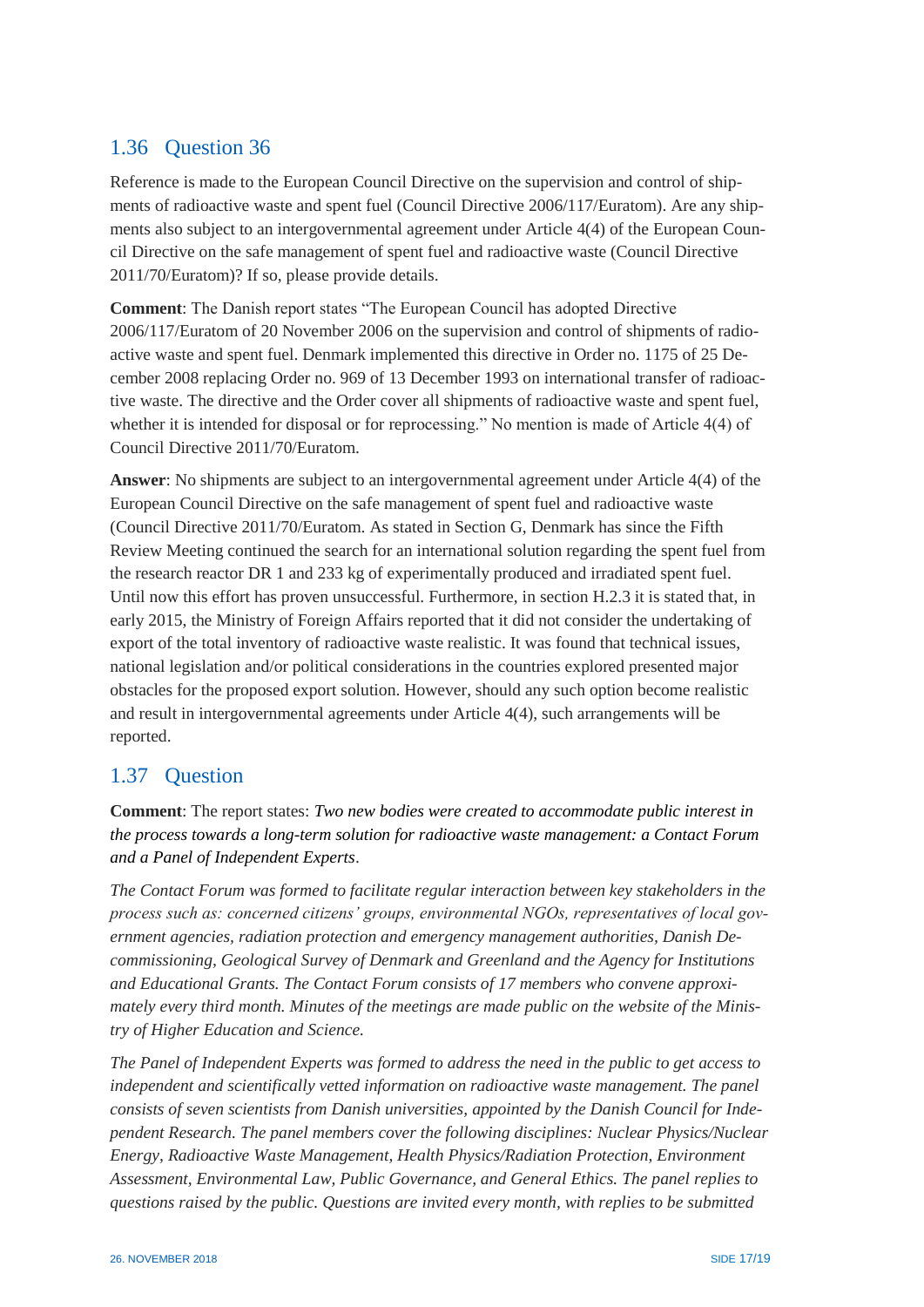## 1.36 Question 36

Reference is made to the European Council Directive on the supervision and control of shipments of radioactive waste and spent fuel (Council Directive 2006/117/Euratom). Are any shipments also subject to an intergovernmental agreement under Article 4(4) of the European Council Directive on the safe management of spent fuel and radioactive waste (Council Directive 2011/70/Euratom)? If so, please provide details.

**Comment**: The Danish report states "The European Council has adopted Directive 2006/117/Euratom of 20 November 2006 on the supervision and control of shipments of radioactive waste and spent fuel. Denmark implemented this directive in Order no. 1175 of 25 December 2008 replacing Order no. 969 of 13 December 1993 on international transfer of radioactive waste. The directive and the Order cover all shipments of radioactive waste and spent fuel, whether it is intended for disposal or for reprocessing." No mention is made of Article 4(4) of Council Directive 2011/70/Euratom.

**Answer**: No shipments are subject to an intergovernmental agreement under Article 4(4) of the European Council Directive on the safe management of spent fuel and radioactive waste (Council Directive 2011/70/Euratom. As stated in Section G, Denmark has since the Fifth Review Meeting continued the search for an international solution regarding the spent fuel from the research reactor DR 1 and 233 kg of experimentally produced and irradiated spent fuel. Until now this effort has proven unsuccessful. Furthermore, in section H.2.3 it is stated that, in early 2015, the Ministry of Foreign Affairs reported that it did not consider the undertaking of export of the total inventory of radioactive waste realistic. It was found that technical issues, national legislation and/or political considerations in the countries explored presented major obstacles for the proposed export solution. However, should any such option become realistic and result in intergovernmental agreements under Article 4(4), such arrangements will be reported.

## 1.37 Question

**Comment**: The report states: *Two new bodies were created to accommodate public interest in the process towards a long-term solution for radioactive waste management: a Contact Forum and a Panel of Independent Experts*.

*The Contact Forum was formed to facilitate regular interaction between key stakeholders in the process such as: concerned citizens' groups, environmental NGOs, representatives of local government agencies, radiation protection and emergency management authorities, Danish Decommissioning, Geological Survey of Denmark and Greenland and the Agency for Institutions and Educational Grants. The Contact Forum consists of 17 members who convene approximately every third month. Minutes of the meetings are made public on the website of the Ministry of Higher Education and Science.*

*The Panel of Independent Experts was formed to address the need in the public to get access to independent and scientifically vetted information on radioactive waste management. The panel consists of seven scientists from Danish universities, appointed by the Danish Council for Independent Research. The panel members cover the following disciplines: Nuclear Physics/Nuclear Energy, Radioactive Waste Management, Health Physics/Radiation Protection, Environment Assessment, Environmental Law, Public Governance, and General Ethics. The panel replies to questions raised by the public. Questions are invited every month, with replies to be submitted*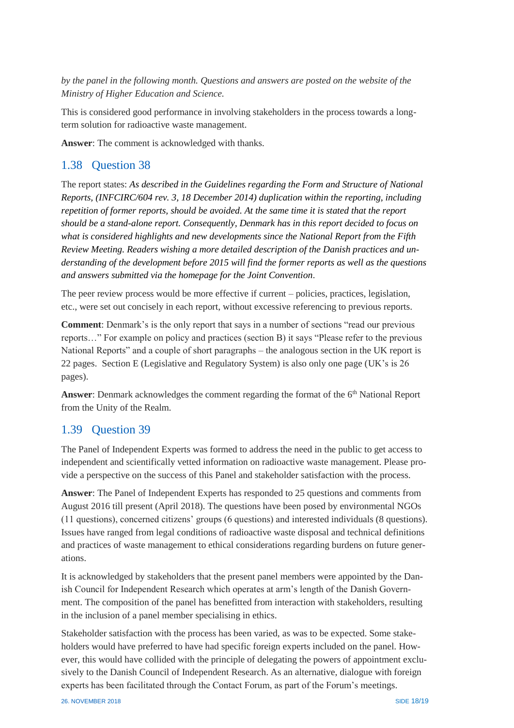*by the panel in the following month. Questions and answers are posted on the website of the Ministry of Higher Education and Science.*

This is considered good performance in involving stakeholders in the process towards a long-term solution for radioactive waste management.

**Answer**: The comment is acknowledged with thanks.

## 1.38 Question 38

The report states: *As described in the Guidelines regarding the Form and Structure of National Reports, (INFCIRC/604 rev. 3, 18 December 2014) duplication within the reporting, including repetition of former reports, should be avoided. At the same time it is stated that the report should be a stand-alone report. Consequently, Denmark has in this report decided to focus on what is considered highlights and new developments since the National Report from the Fifth Review Meeting. Readers wishing a more detailed description of the Danish practices and understanding of the development before 2015 will find the former reports as well as the questions and answers submitted via the homepage for the Joint Convention*.

The peer review process would be more effective if current – policies, practices, legislation, etc., were set out concisely in each report, without excessive referencing to previous reports.

**Comment**: Denmark's is the only report that says in a number of sections "read our previous reports…" For example on policy and practices (section B) it says "Please refer to the previous National Reports" and a couple of short paragraphs – the analogous section in the UK report is 22 pages. Section E (Legislative and Regulatory System) is also only one page (UK's is 26 pages).

**Answer**: Denmark acknowledges the comment regarding the format of the 6th National Report from the Unity of the Realm.

## 1.39 Question 39

The Panel of Independent Experts was formed to address the need in the public to get access to independent and scientifically vetted information on radioactive waste management. Please provide a perspective on the success of this Panel and stakeholder satisfaction with the process.

**Answer**: The Panel of Independent Experts has responded to 25 questions and comments from August 2016 till present (April 2018). The questions have been posed by environmental NGOs (11 questions), concerned citizens' groups (6 questions) and interested individuals (8 questions). Issues have ranged from legal conditions of radioactive waste disposal and technical definitions and practices of waste management to ethical considerations regarding burdens on future generations.

It is acknowledged by stakeholders that the present panel members were appointed by the Danish Council for Independent Research which operates at arm's length of the Danish Government. The composition of the panel has benefitted from interaction with stakeholders, resulting in the inclusion of a panel member specialising in ethics.

Stakeholder satisfaction with the process has been varied, as was to be expected. Some stakeholders would have preferred to have had specific foreign experts included on the panel. However, this would have collided with the principle of delegating the powers of appointment exclusively to the Danish Council of Independent Research. As an alternative, dialogue with foreign experts has been facilitated through the Contact Forum, as part of the Forum's meetings.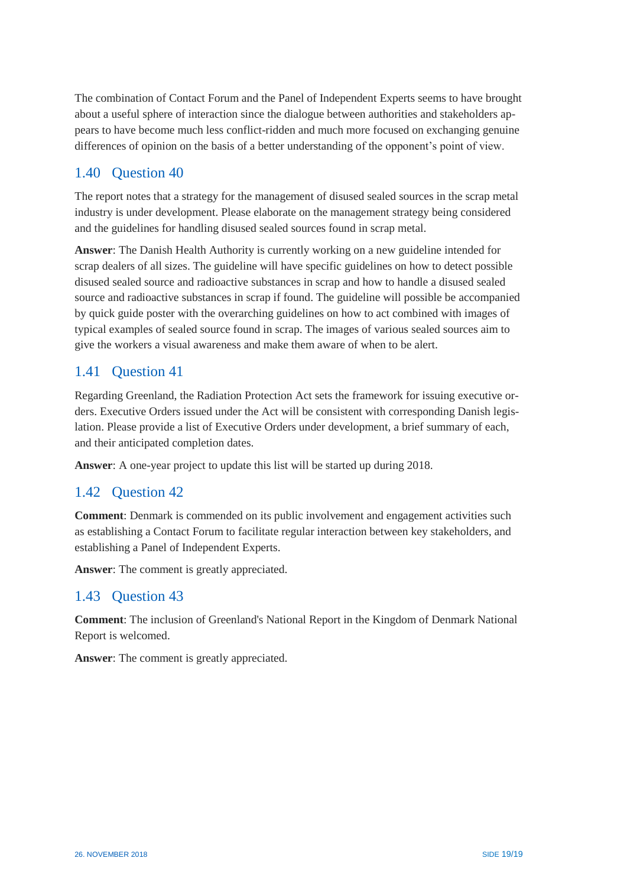The combination of Contact Forum and the Panel of Independent Experts seems to have brought about a useful sphere of interaction since the dialogue between authorities and stakeholders appears to have become much less conflict-ridden and much more focused on exchanging genuine differences of opinion on the basis of a better understanding of the opponent's point of view.

## 1.40 Question 40

The report notes that a strategy for the management of disused sealed sources in the scrap metal industry is under development. Please elaborate on the management strategy being considered and the guidelines for handling disused sealed sources found in scrap metal.

**Answer**: The Danish Health Authority is currently working on a new guideline intended for scrap dealers of all sizes. The guideline will have specific guidelines on how to detect possible disused sealed source and radioactive substances in scrap and how to handle a disused sealed source and radioactive substances in scrap if found. The guideline will possible be accompanied by quick guide poster with the overarching guidelines on how to act combined with images of typical examples of sealed source found in scrap. The images of various sealed sources aim to give the workers a visual awareness and make them aware of when to be alert.

## 1.41 Question 41

Regarding Greenland, the Radiation Protection Act sets the framework for issuing executive orders. Executive Orders issued under the Act will be consistent with corresponding Danish legislation. Please provide a list of Executive Orders under development, a brief summary of each, and their anticipated completion dates.

**Answer**: A one-year project to update this list will be started up during 2018.

## 1.42 Question 42

**Comment**: Denmark is commended on its public involvement and engagement activities such as establishing a Contact Forum to facilitate regular interaction between key stakeholders, and establishing a Panel of Independent Experts.

**Answer**: The comment is greatly appreciated.

## 1.43 Question 43

**Comment**: The inclusion of Greenland's National Report in the Kingdom of Denmark National Report is welcomed.

**Answer**: The comment is greatly appreciated.